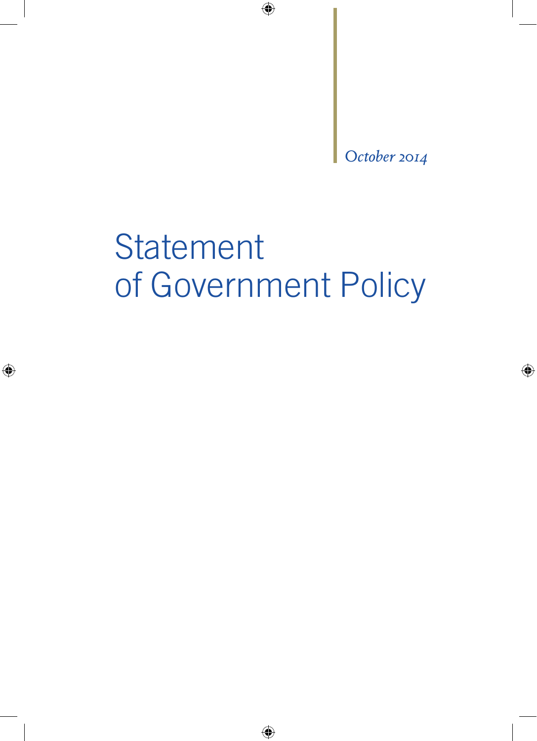*October 2014*

# Statement of Government Policy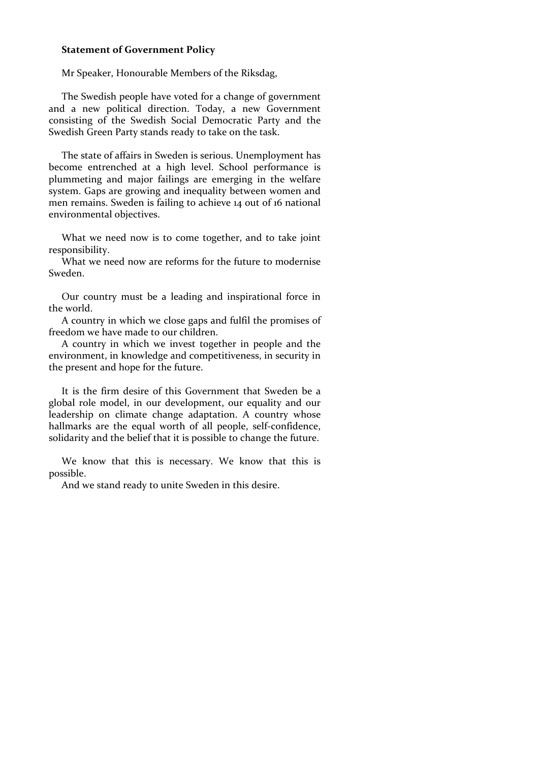**Statement of Government Policy**

Mr Speaker, Honourable Members of the Riksdag,

The Swedish people have voted for a change of government and a new political direction. Today, a new Government consisting of the Swedish Social Democratic Party and the Swedish Green Party stands ready to take on the task.

The state of affairs in Sweden is serious. Unemployment has become entrenched at a high level. School performance is plummeting and major failings are emerging in the welfare system. Gaps are growing and inequality between women and men remains. Sweden is failing to achieve 14 out of 16 national environmental objectives.

What we need now is to come together, and to take joint responsibility.

What we need now are reforms for the future to modernise Sweden.

Our country must be a leading and inspirational force in the world.

A country in which we close gaps and fulfil the promises of freedom we have made to our children.

A country in which we invest together in people and the environment, in knowledge and competitiveness, in security in the present and hope for the future.

It is the firm desire of this Government that Sweden be a global role model, in our development, our equality and our leadership on climate change adaptation. A country whose hallmarks are the equal worth of all people, self-confidence, solidarity and the belief that it is possible to change the future.

We know that this is necessary. We know that this is possible.

And we stand ready to unite Sweden in this desire.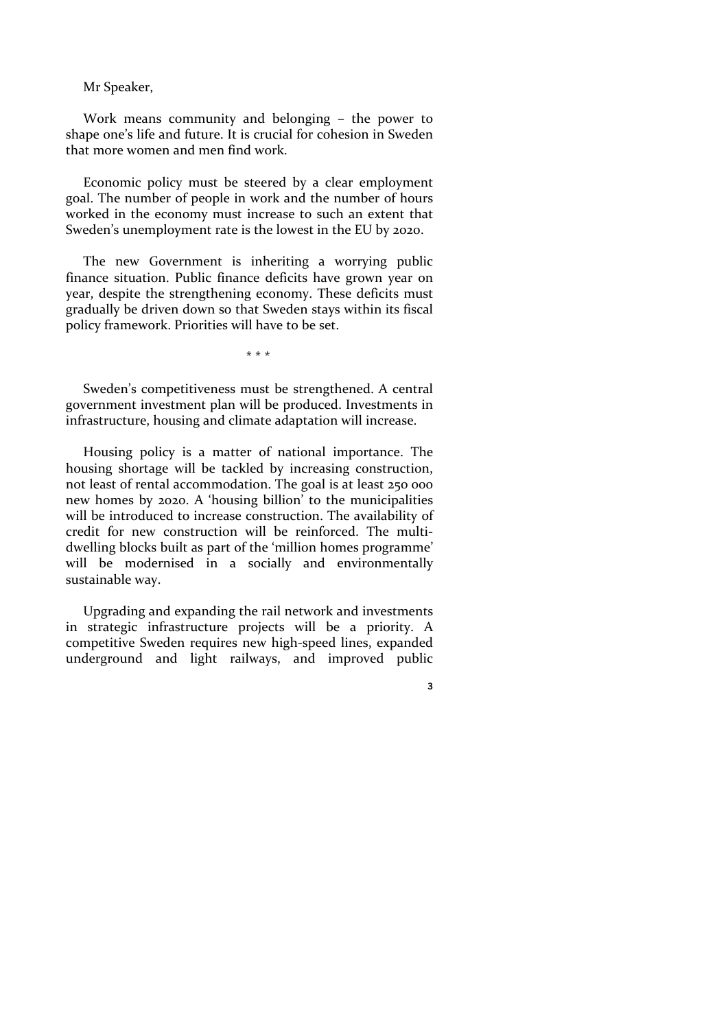Mr Speaker,

Work means community and belonging – the power to shape one's life and future. It is crucial for cohesion in Sweden that more women and men find work.

Economic policy must be steered by a clear employment goal. The number of people in work and the number of hours worked in the economy must increase to such an extent that Sweden's unemployment rate is the lowest in the EU by 2020.

The new Government is inheriting a worrying public finance situation. Public finance deficits have grown year on year, despite the strengthening economy. These deficits must gradually be driven down so that Sweden stays within its fiscal policy framework. Priorities will have to be set.

\* \* \*

Sweden's competitiveness must be strengthened. A central government investment plan will be produced. Investments in infrastructure, housing and climate adaptation will increase.

Housing policy is a matter of national importance. The housing shortage will be tackled by increasing construction, not least of rental accommodation. The goal is at least 250 000 new homes by 2020. A 'housing billion' to the municipalities will be introduced to increase construction. The availability of credit for new construction will be reinforced. The multi-dwelling blocks built as part of the 'million homes programme' will be modernised in a socially and environmentally sustainable way.

Upgrading and expanding the rail network and investments in strategic infrastructure projects will be a priority. A competitive Sweden requires new high-speed lines, expanded underground and light railways, and improved public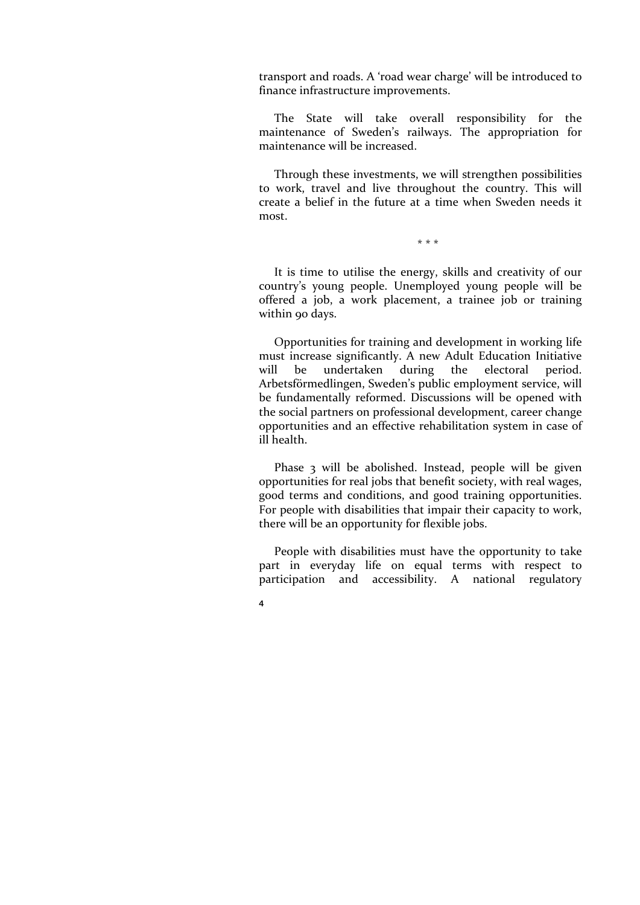transport and roads. A 'road wear charge' will be introduced to finance infrastructure improvements.

The State will take overall responsibility for the maintenance of Sweden's railways. The appropriation for maintenance will be increased.

Through these investments, we will strengthen possibilities to work, travel and live throughout the country. This will create a belief in the future at a time when Sweden needs it most.

\* \* \*

It is time to utilise the energy, skills and creativity of our country's young people. Unemployed young people will be offered a job, a work placement, a trainee job or training within 90 days.

Opportunities for training and development in working life must increase significantly. A new Adult Education Initiative will be undertaken during the electoral period. Arbetsförmedlingen, Sweden's public employment service, will be fundamentally reformed. Discussions will be opened with the social partners on professional development, career change opportunities and an effective rehabilitation system in case of ill health.

Phase 3 will be abolished. Instead, people will be given opportunities for real jobs that benefit society, with real wages, good terms and conditions, and good training opportunities. For people with disabilities that impair their capacity to work, there will be an opportunity for flexible jobs.

People with disabilities must have the opportunity to take part in everyday life on equal terms with respect to participation and accessibility. A national regulatory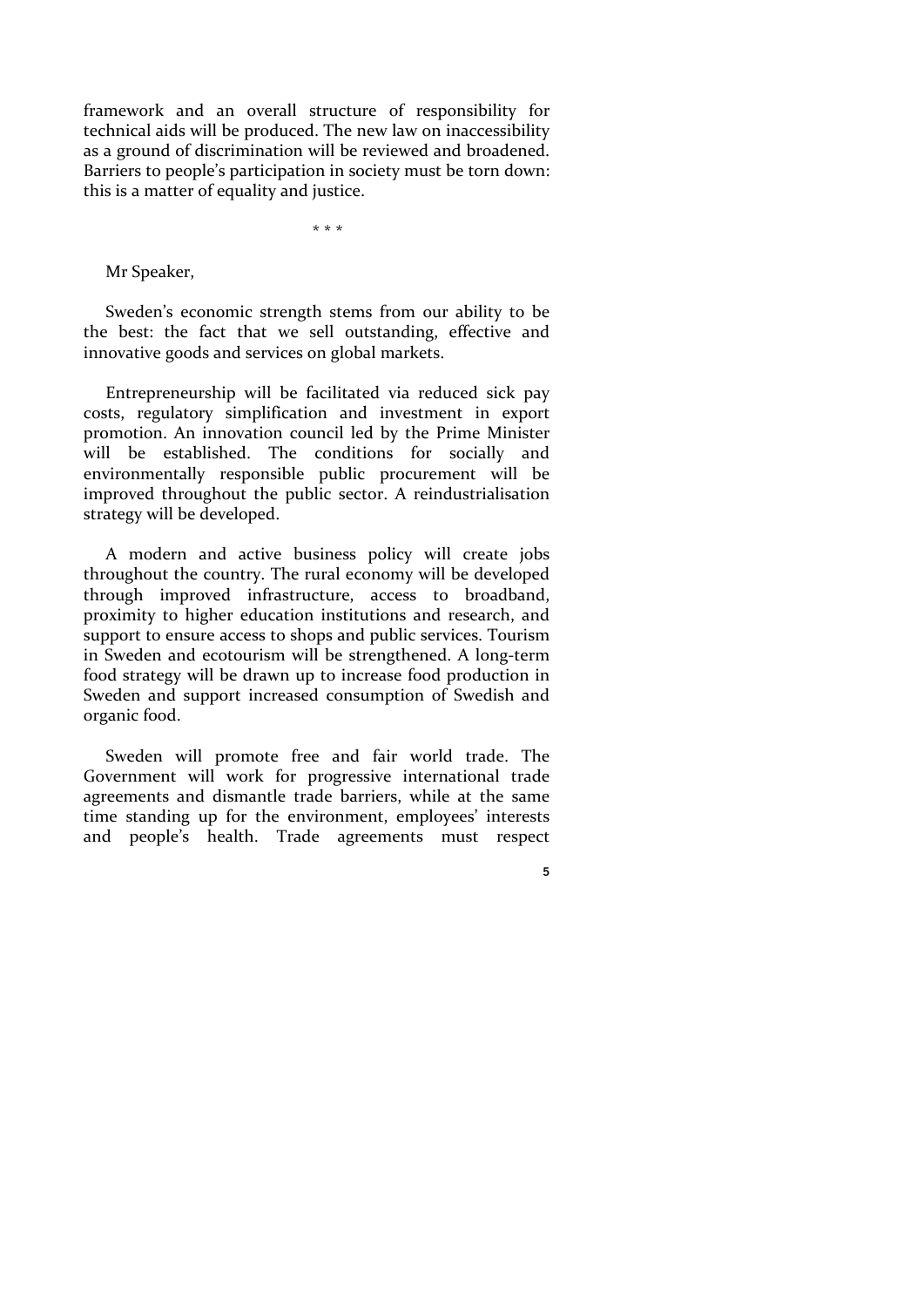framework and an overall structure of responsibility for technical aids will be produced. The new law on inaccessibility as a ground of discrimination will be reviewed and broadened. Barriers to people's participation in society must be torn down: this is a matter of equality and justice.

\* \* \*

Mr Speaker,

Sweden's economic strength stems from our ability to be the best: the fact that we sell outstanding, effective and innovative goods and services on global markets.

Entrepreneurship will be facilitated via reduced sick pay costs, regulatory simplification and investment in export promotion. An innovation council led by the Prime Minister will be established. The conditions for socially and environmentally responsible public procurement will be improved throughout the public sector. A reindustrialisation strategy will be developed.

A modern and active business policy will create jobs throughout the country. The rural economy will be developed through improved infrastructure, access to broadband, proximity to higher education institutions and research, and support to ensure access to shops and public services. Tourism in Sweden and ecotourism will be strengthened. A long-term food strategy will be drawn up to increase food production in Sweden and support increased consumption of Swedish and organic food.

Sweden will promote free and fair world trade. The Government will work for progressive international trade agreements and dismantle trade barriers, while at the same time standing up for the environment, employees' interests and people's health. Trade agreements must respect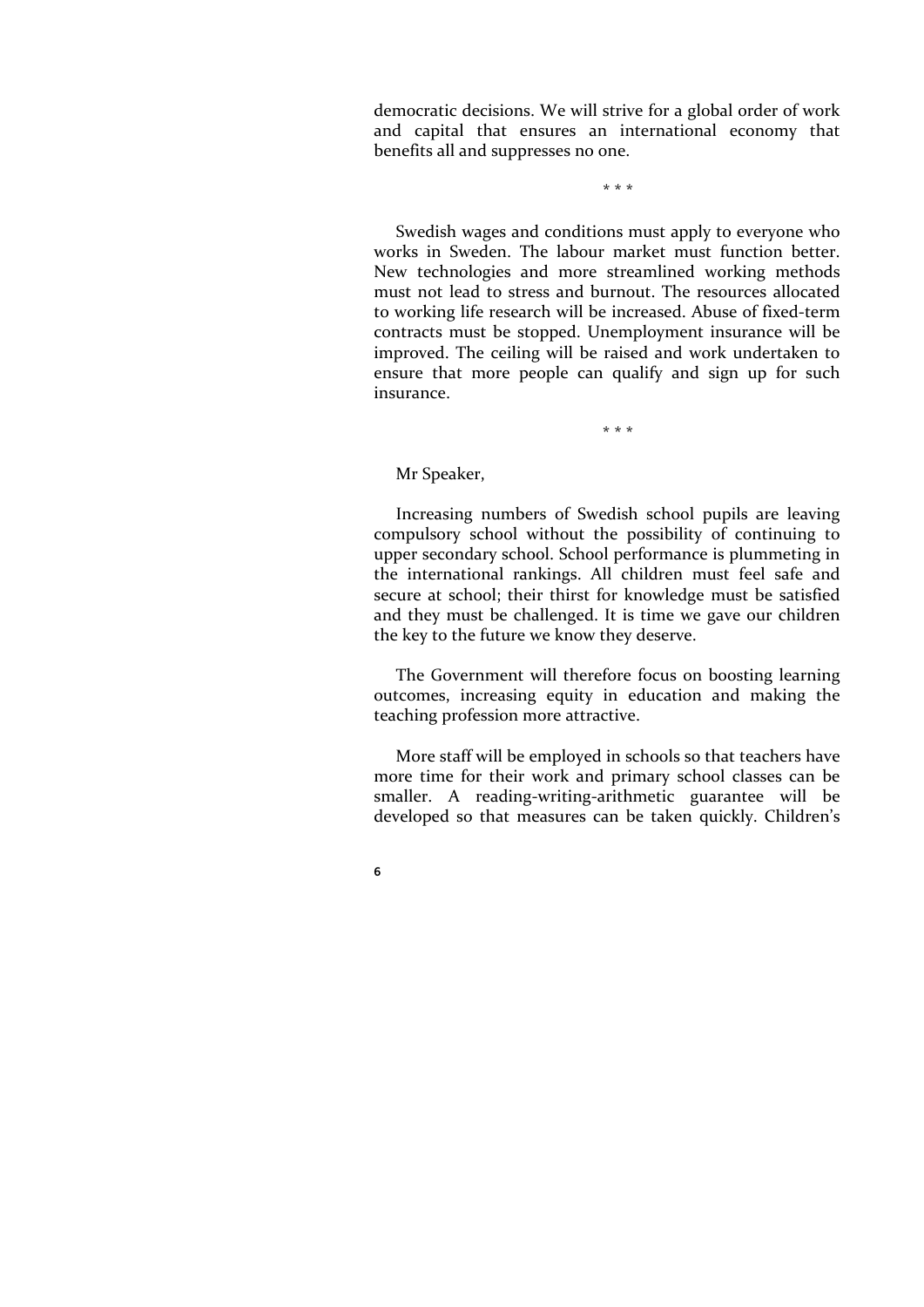democratic decisions. We will strive for a global order of work and capital that ensures an international economy that benefits all and suppresses no one.

\* \* \*

Swedish wages and conditions must apply to everyone who works in Sweden. The labour market must function better. New technologies and more streamlined working methods must not lead to stress and burnout. The resources allocated to working life research will be increased. Abuse of fixed-term contracts must be stopped. Unemployment insurance will be improved. The ceiling will be raised and work undertaken to ensure that more people can qualify and sign up for such insurance.

\* \* \*

Mr Speaker,

Increasing numbers of Swedish school pupils are leaving compulsory school without the possibility of continuing to upper secondary school. School performance is plummeting in the international rankings. All children must feel safe and secure at school; their thirst for knowledge must be satisfied and they must be challenged. It is time we gave our children the key to the future we know they deserve.

The Government will therefore focus on boosting learning outcomes, increasing equity in education and making the teaching profession more attractive.

More staff will be employed in schools so that teachers have more time for their work and primary school classes can be smaller. A reading-writing-arithmetic guarantee will be developed so that measures can be taken quickly. Children's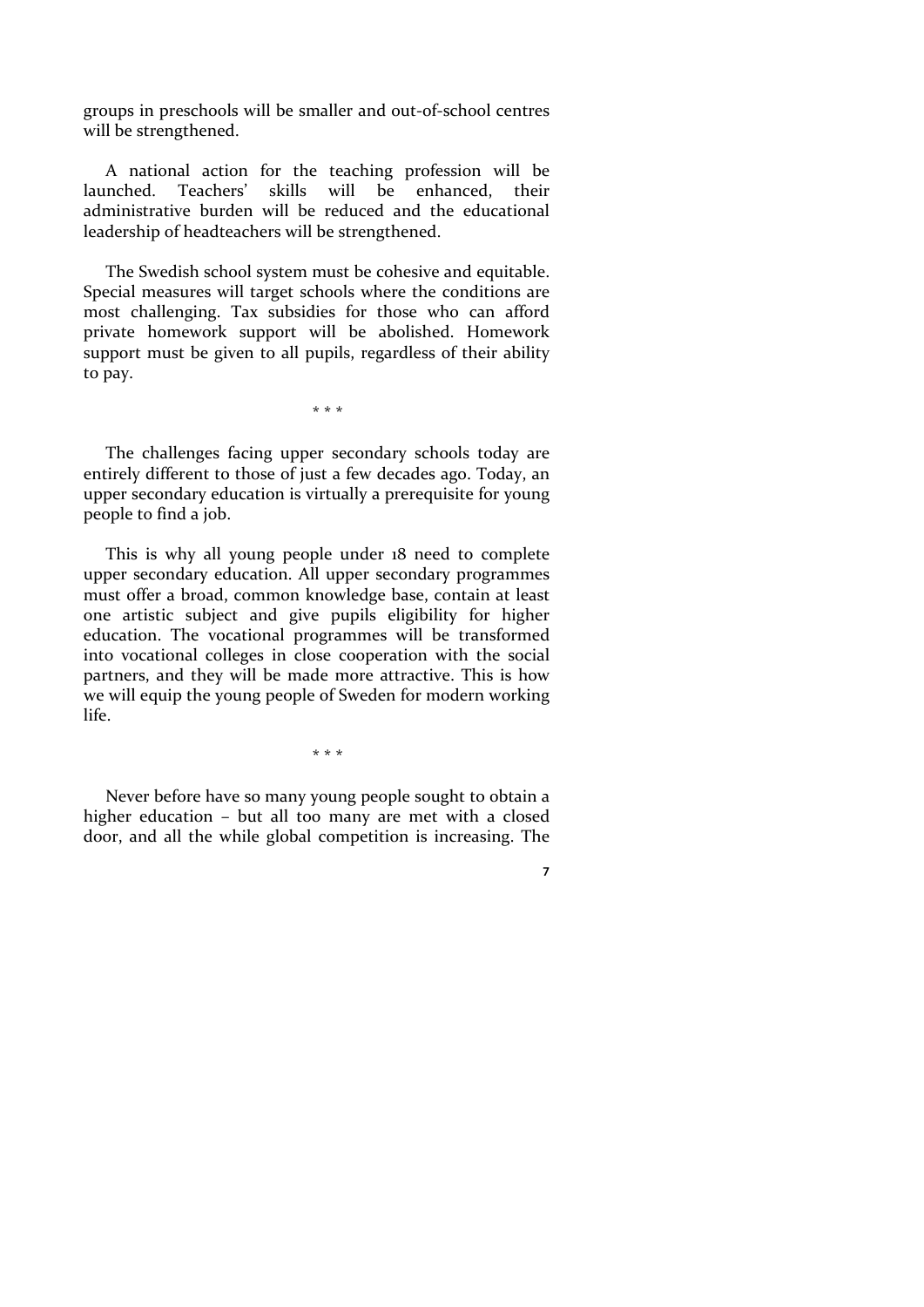groups in preschools will be smaller and out-of-school centres will be strengthened.

A national action for the teaching profession will be launched. Teachers' skills will be enhanced, their administrative burden will be reduced and the educational leadership of headteachers will be strengthened.

The Swedish school system must be cohesive and equitable. Special measures will target schools where the conditions are most challenging. Tax subsidies for those who can afford private homework support will be abolished. Homework support must be given to all pupils, regardless of their ability to pay.

\* \* \*

The challenges facing upper secondary schools today are entirely different to those of just a few decades ago. Today, an upper secondary education is virtually a prerequisite for young people to find a job.

This is why all young people under 18 need to complete upper secondary education. All upper secondary programmes must offer a broad, common knowledge base, contain at least one artistic subject and give pupils eligibility for higher education. The vocational programmes will be transformed into vocational colleges in close cooperation with the social partners, and they will be made more attractive. This is how we will equip the young people of Sweden for modern working life.

\* \* \*

Never before have so many young people sought to obtain a higher education – but all too many are met with a closed door, and all the while global competition is increasing. The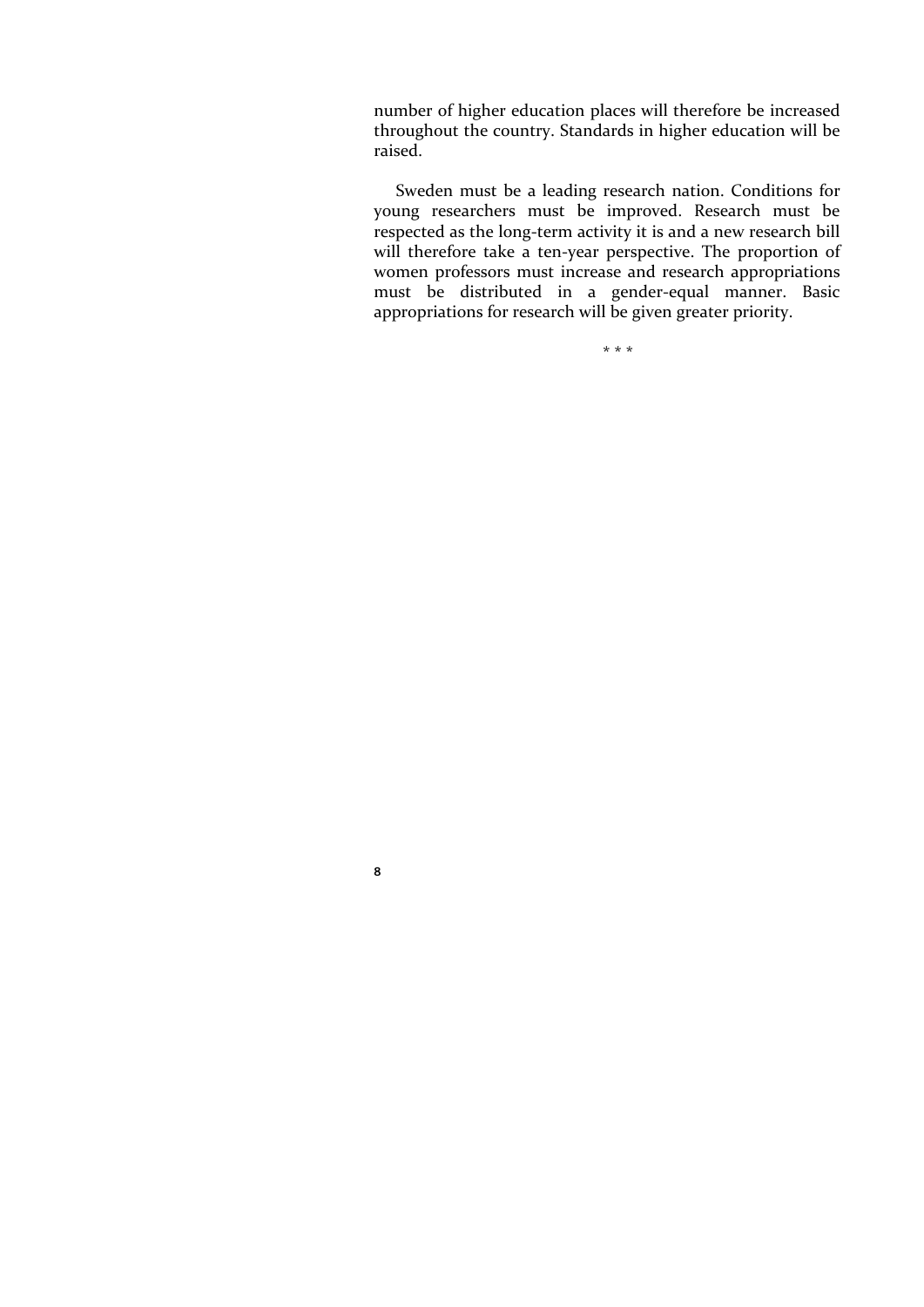number of higher education places will therefore be increased throughout the country. Standards in higher education will be raised.

Sweden must be a leading research nation. Conditions for young researchers must be improved. Research must be respected as the long-term activity it is and a new research bill will therefore take a ten-year perspective. The proportion of women professors must increase and research appropriations must be distributed in a gender-equal manner. Basic appropriations for research will be given greater priority.

\* \* \*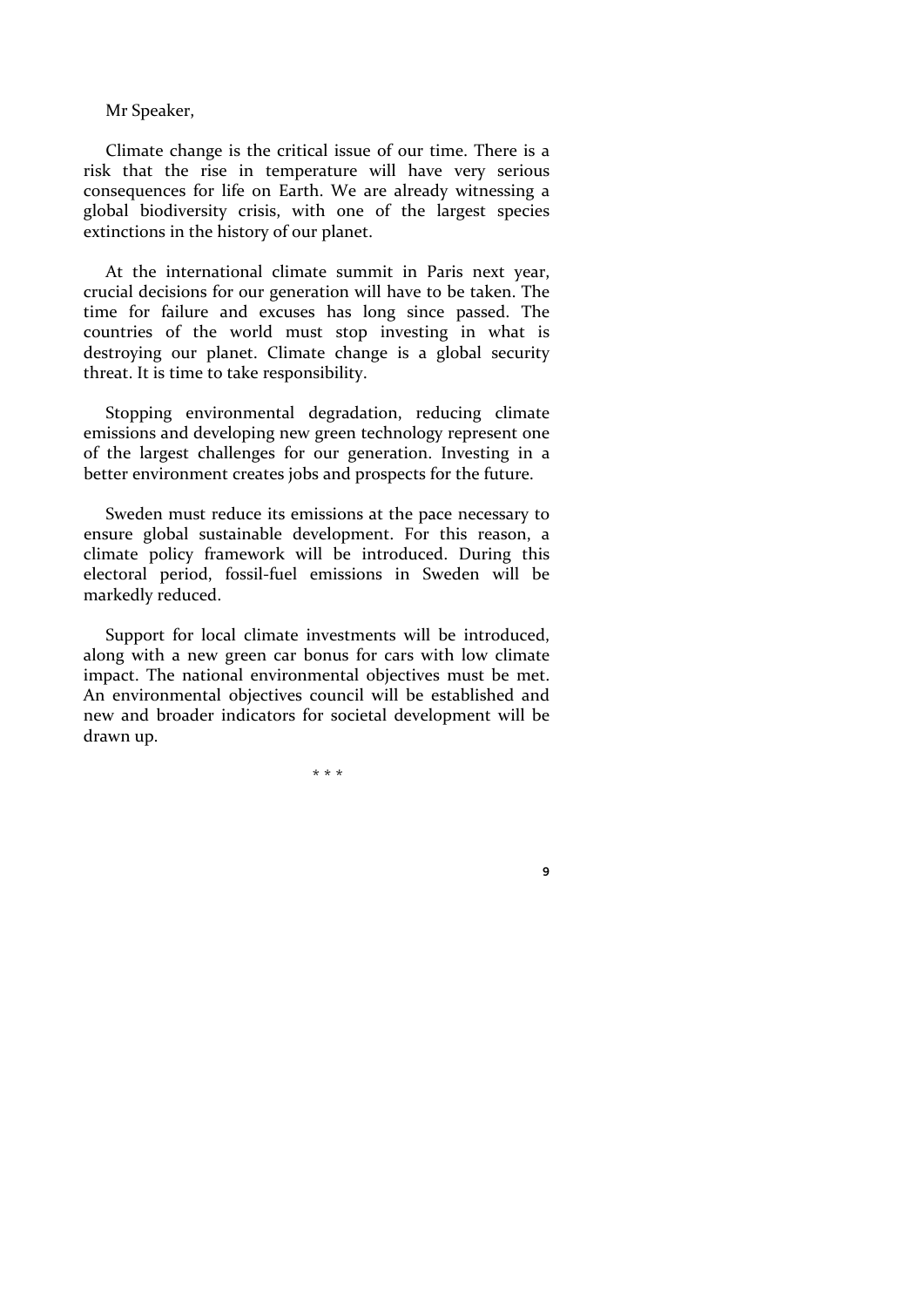Mr Speaker,

Climate change is the critical issue of our time. There is a risk that the rise in temperature will have very serious consequences for life on Earth. We are already witnessing a global biodiversity crisis, with one of the largest species extinctions in the history of our planet.

At the international climate summit in Paris next year, crucial decisions for our generation will have to be taken. The time for failure and excuses has long since passed. The countries of the world must stop investing in what is destroying our planet. Climate change is a global security threat. It is time to take responsibility.

Stopping environmental degradation, reducing climate emissions and developing new green technology represent one of the largest challenges for our generation. Investing in a better environment creates jobs and prospects for the future.

Sweden must reduce its emissions at the pace necessary to ensure global sustainable development. For this reason, a climate policy framework will be introduced. During this electoral period, fossil-fuel emissions in Sweden will be markedly reduced.

Support for local climate investments will be introduced, along with a new green car bonus for cars with low climate impact. The national environmental objectives must be met. An environmental objectives council will be established and new and broader indicators for societal development will be drawn up.

* * *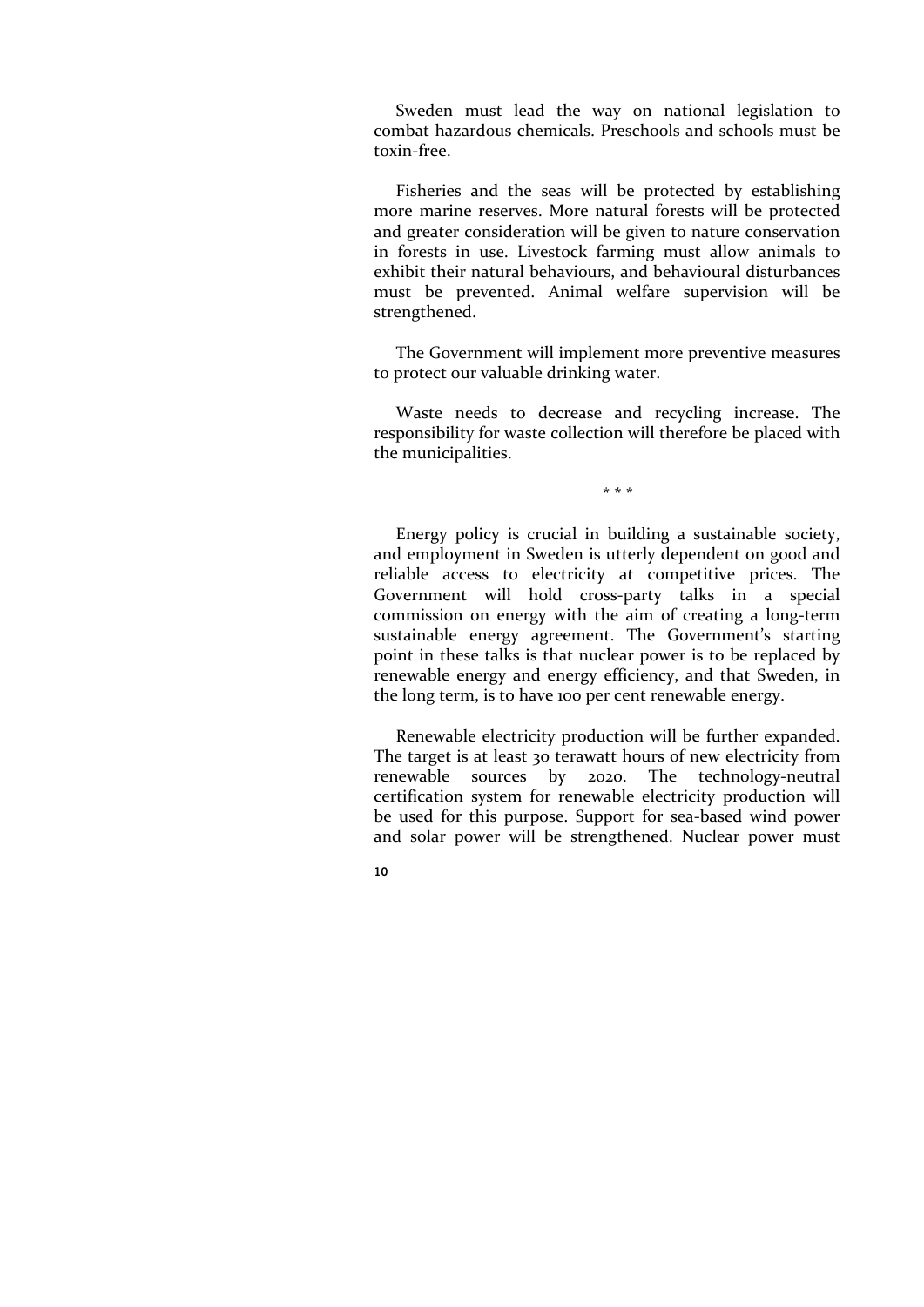Sweden must lead the way on national legislation to combat hazardous chemicals. Preschools and schools must be toxin-free.

Fisheries and the seas will be protected by establishing more marine reserves. More natural forests will be protected and greater consideration will be given to nature conservation in forests in use. Livestock farming must allow animals to exhibit their natural behaviours, and behavioural disturbances must be prevented. Animal welfare supervision will be strengthened.

The Government will implement more preventive measures to protect our valuable drinking water.

Waste needs to decrease and recycling increase. The responsibility for waste collection will therefore be placed with the municipalities.

\* \* \*

Energy policy is crucial in building a sustainable society, and employment in Sweden is utterly dependent on good and reliable access to electricity at competitive prices. The Government will hold cross-party talks in a special commission on energy with the aim of creating a long-term sustainable energy agreement. The Government's starting point in these talks is that nuclear power is to be replaced by renewable energy and energy efficiency, and that Sweden, in the long term, is to have 100 per cent renewable energy.

Renewable electricity production will be further expanded. The target is at least 30 terawatt hours of new electricity from renewable sources by 2020. The technology-neutral certification system for renewable electricity production will be used for this purpose. Support for sea-based wind power and solar power will be strengthened. Nuclear power must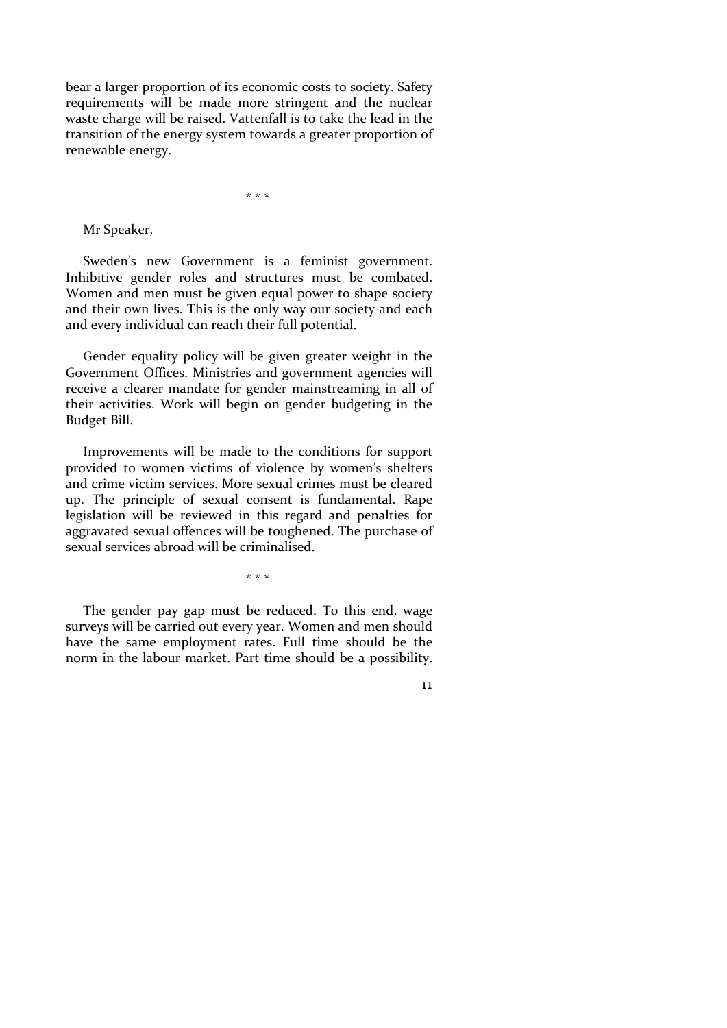bear a larger proportion of its economic costs to society. Safety requirements will be made more stringent and the nuclear waste charge will be raised. Vattenfall is to take the lead in the transition of the energy system towards a greater proportion of renewable energy.

\* \* \*

Mr Speaker,

Sweden's new Government is a feminist government. Inhibitive gender roles and structures must be combated. Women and men must be given equal power to shape society and their own lives. This is the only way our society and each and every individual can reach their full potential.

Gender equality policy will be given greater weight in the Government Offices. Ministries and government agencies will receive a clearer mandate for gender mainstreaming in all of their activities. Work will begin on gender budgeting in the Budget Bill.

Improvements will be made to the conditions for support provided to women victims of violence by women's shelters and crime victim services. More sexual crimes must be cleared up. The principle of sexual consent is fundamental. Rape legislation will be reviewed in this regard and penalties for aggravated sexual offences will be toughened. The purchase of sexual services abroad will be criminalised.

\* \* \*

The gender pay gap must be reduced. To this end, wage surveys will be carried out every year. Women and men should have the same employment rates. Full time should be the norm in the labour market. Part time should be a possibility.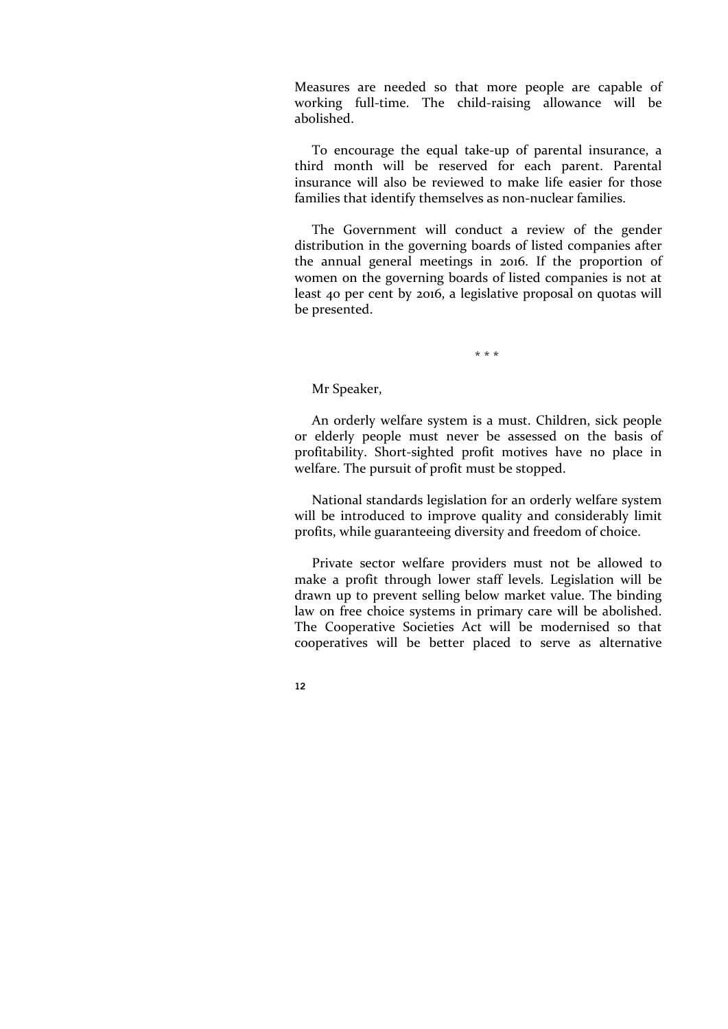Measures are needed so that more people are capable of working full-time. The child-raising allowance will be abolished.

To encourage the equal take-up of parental insurance, a third month will be reserved for each parent. Parental insurance will also be reviewed to make life easier for those families that identify themselves as non-nuclear families.

The Government will conduct a review of the gender distribution in the governing boards of listed companies after the annual general meetings in 2016. If the proportion of women on the governing boards of listed companies is not at least 40 per cent by 2016, a legislative proposal on quotas will be presented.

\* \* \*

Mr Speaker,

An orderly welfare system is a must. Children, sick people or elderly people must never be assessed on the basis of profitability. Short-sighted profit motives have no place in welfare. The pursuit of profit must be stopped.

National standards legislation for an orderly welfare system will be introduced to improve quality and considerably limit profits, while guaranteeing diversity and freedom of choice.

Private sector welfare providers must not be allowed to make a profit through lower staff levels. Legislation will be drawn up to prevent selling below market value. The binding law on free choice systems in primary care will be abolished. The Cooperative Societies Act will be modernised so that cooperatives will be better placed to serve as alternative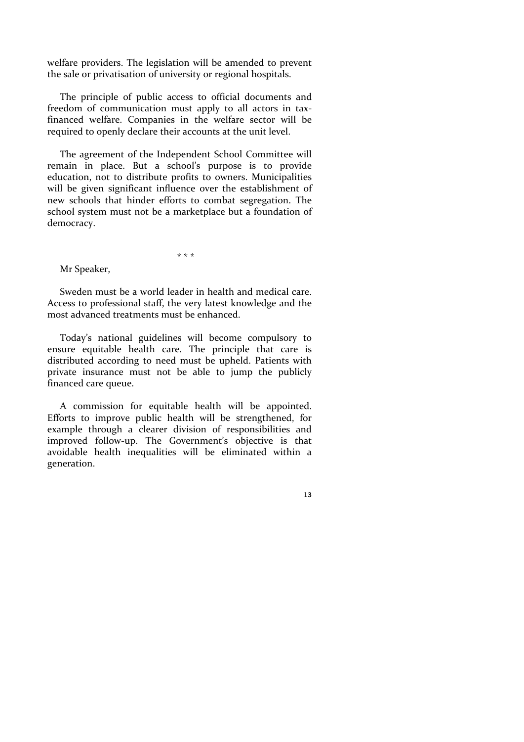welfare providers. The legislation will be amended to prevent the sale or privatisation of university or regional hospitals.

The principle of public access to official documents and freedom of communication must apply to all actors in tax-financed welfare. Companies in the welfare sector will be required to openly declare their accounts at the unit level.

The agreement of the Independent School Committee will remain in place. But a school's purpose is to provide education, not to distribute profits to owners. Municipalities will be given significant influence over the establishment of new schools that hinder efforts to combat segregation. The school system must not be a marketplace but a foundation of democracy.

\* \* \*

Mr Speaker,

Sweden must be a world leader in health and medical care. Access to professional staff, the very latest knowledge and the most advanced treatments must be enhanced.

Today's national guidelines will become compulsory to ensure equitable health care. The principle that care is distributed according to need must be upheld. Patients with private insurance must not be able to jump the publicly financed care queue.

A commission for equitable health will be appointed. Efforts to improve public health will be strengthened, for example through a clearer division of responsibilities and improved follow-up. The Government's objective is that avoidable health inequalities will be eliminated within a generation.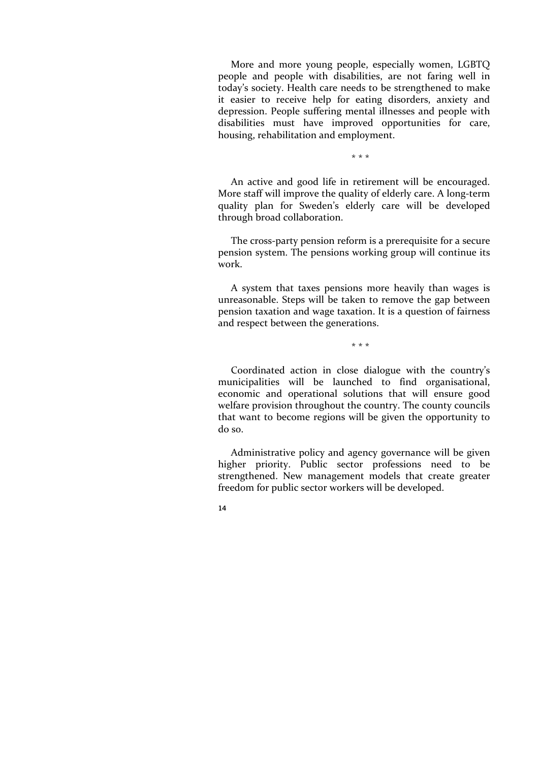More and more young people, especially women, LGBTQ people and people with disabilities, are not faring well in today's society. Health care needs to be strengthened to make it easier to receive help for eating disorders, anxiety and depression. People suffering mental illnesses and people with disabilities must have improved opportunities for care, housing, rehabilitation and employment.

\* \* \*

An active and good life in retirement will be encouraged. More staff will improve the quality of elderly care. A long-term quality plan for Sweden's elderly care will be developed through broad collaboration.

The cross-party pension reform is a prerequisite for a secure pension system. The pensions working group will continue its work.

A system that taxes pensions more heavily than wages is unreasonable. Steps will be taken to remove the gap between pension taxation and wage taxation. It is a question of fairness and respect between the generations.

\* \* \*

Coordinated action in close dialogue with the country's municipalities will be launched to find organisational, economic and operational solutions that will ensure good welfare provision throughout the country. The county councils that want to become regions will be given the opportunity to do so.

Administrative policy and agency governance will be given higher priority. Public sector professions need to be strengthened. New management models that create greater freedom for public sector workers will be developed.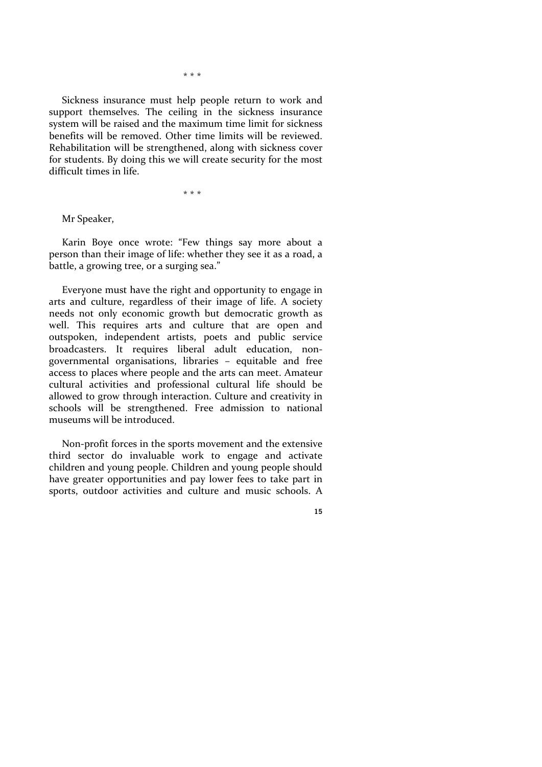\* \* \*

Sickness insurance must help people return to work and support themselves. The ceiling in the sickness insurance system will be raised and the maximum time limit for sickness benefits will be removed. Other time limits will be reviewed. Rehabilitation will be strengthened, along with sickness cover for students. By doing this we will create security for the most difficult times in life.

\* \* \*

Mr Speaker,

Karin Boye once wrote: "Few things say more about a person than their image of life: whether they see it as a road, a battle, a growing tree, or a surging sea."

Everyone must have the right and opportunity to engage in arts and culture, regardless of their image of life. A society needs not only economic growth but democratic growth as well. This requires arts and culture that are open and outspoken, independent artists, poets and public service broadcasters. It requires liberal adult education, non-governmental organisations, libraries – equitable and free access to places where people and the arts can meet. Amateur cultural activities and professional cultural life should be allowed to grow through interaction. Culture and creativity in schools will be strengthened. Free admission to national museums will be introduced.

Non-profit forces in the sports movement and the extensive third sector do invaluable work to engage and activate children and young people. Children and young people should have greater opportunities and pay lower fees to take part in sports, outdoor activities and culture and music schools. A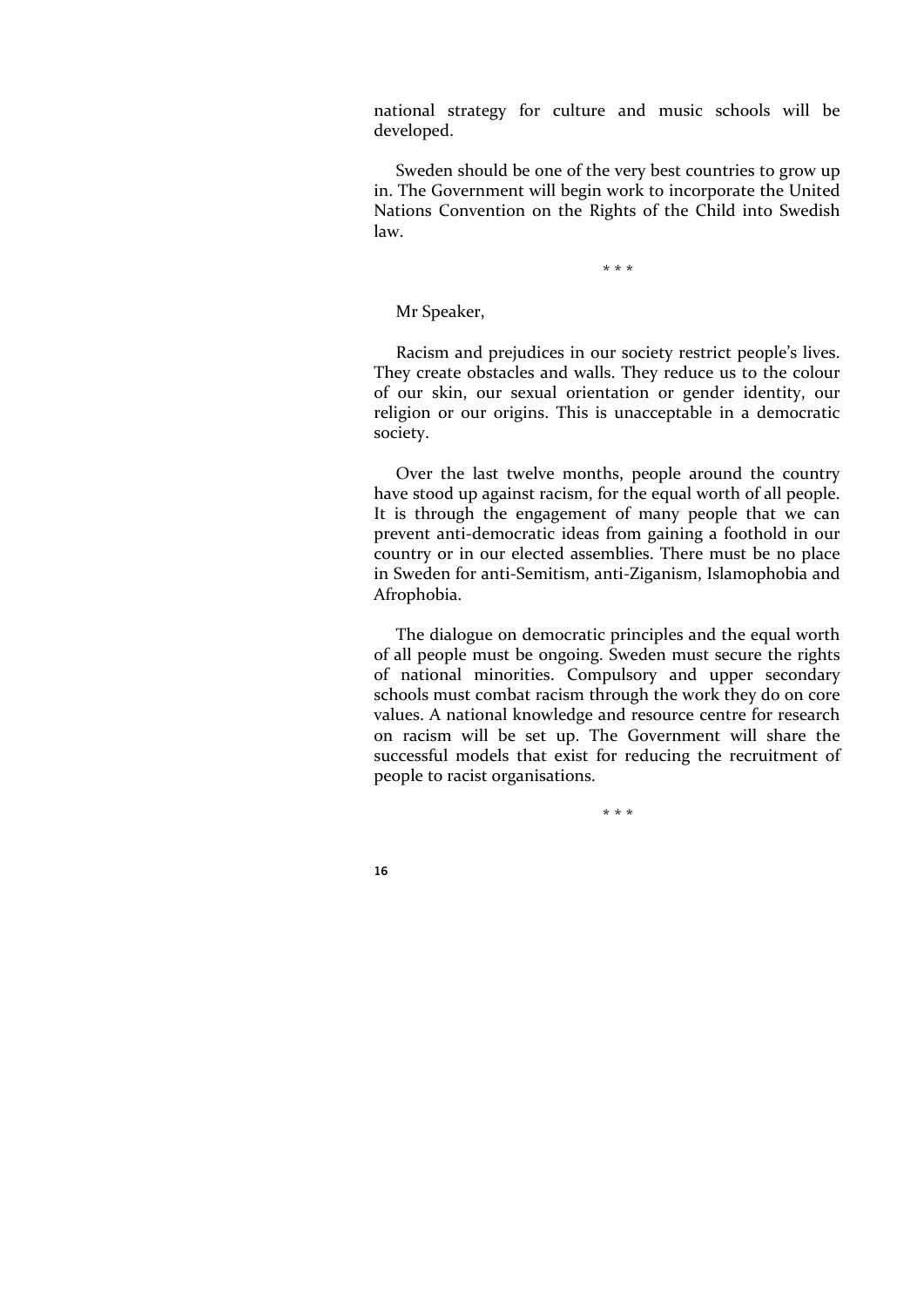national strategy for culture and music schools will be developed.

Sweden should be one of the very best countries to grow up in. The Government will begin work to incorporate the United Nations Convention on the Rights of the Child into Swedish law.

\* \* \*

Mr Speaker,

Racism and prejudices in our society restrict people's lives. They create obstacles and walls. They reduce us to the colour of our skin, our sexual orientation or gender identity, our religion or our origins. This is unacceptable in a democratic society.

Over the last twelve months, people around the country have stood up against racism, for the equal worth of all people. It is through the engagement of many people that we can prevent anti-democratic ideas from gaining a foothold in our country or in our elected assemblies. There must be no place in Sweden for anti-Semitism, anti-Ziganism, Islamophobia and Afrophobia.

The dialogue on democratic principles and the equal worth of all people must be ongoing. Sweden must secure the rights of national minorities. Compulsory and upper secondary schools must combat racism through the work they do on core values. A national knowledge and resource centre for research on racism will be set up. The Government will share the successful models that exist for reducing the recruitment of people to racist organisations.

\* \* \*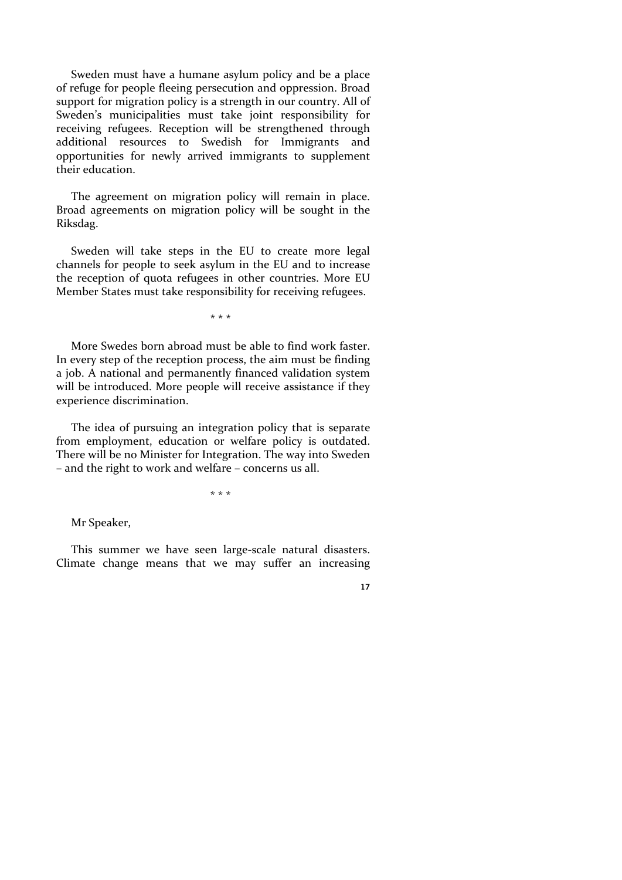Sweden must have a humane asylum policy and be a place of refuge for people fleeing persecution and oppression. Broad support for migration policy is a strength in our country. All of Sweden's municipalities must take joint responsibility for receiving refugees. Reception will be strengthened through additional resources to Swedish for Immigrants and opportunities for newly arrived immigrants to supplement their education.

The agreement on migration policy will remain in place. Broad agreements on migration policy will be sought in the Riksdag.

Sweden will take steps in the EU to create more legal channels for people to seek asylum in the EU and to increase the reception of quota refugees in other countries. More EU Member States must take responsibility for receiving refugees.

\* \* \*

More Swedes born abroad must be able to find work faster. In every step of the reception process, the aim must be finding a job. A national and permanently financed validation system will be introduced. More people will receive assistance if they experience discrimination.

The idea of pursuing an integration policy that is separate from employment, education or welfare policy is outdated. There will be no Minister for Integration. The way into Sweden – and the right to work and welfare – concerns us all.

\* \* \*

Mr Speaker,

This summer we have seen large-scale natural disasters. Climate change means that we may suffer an increasing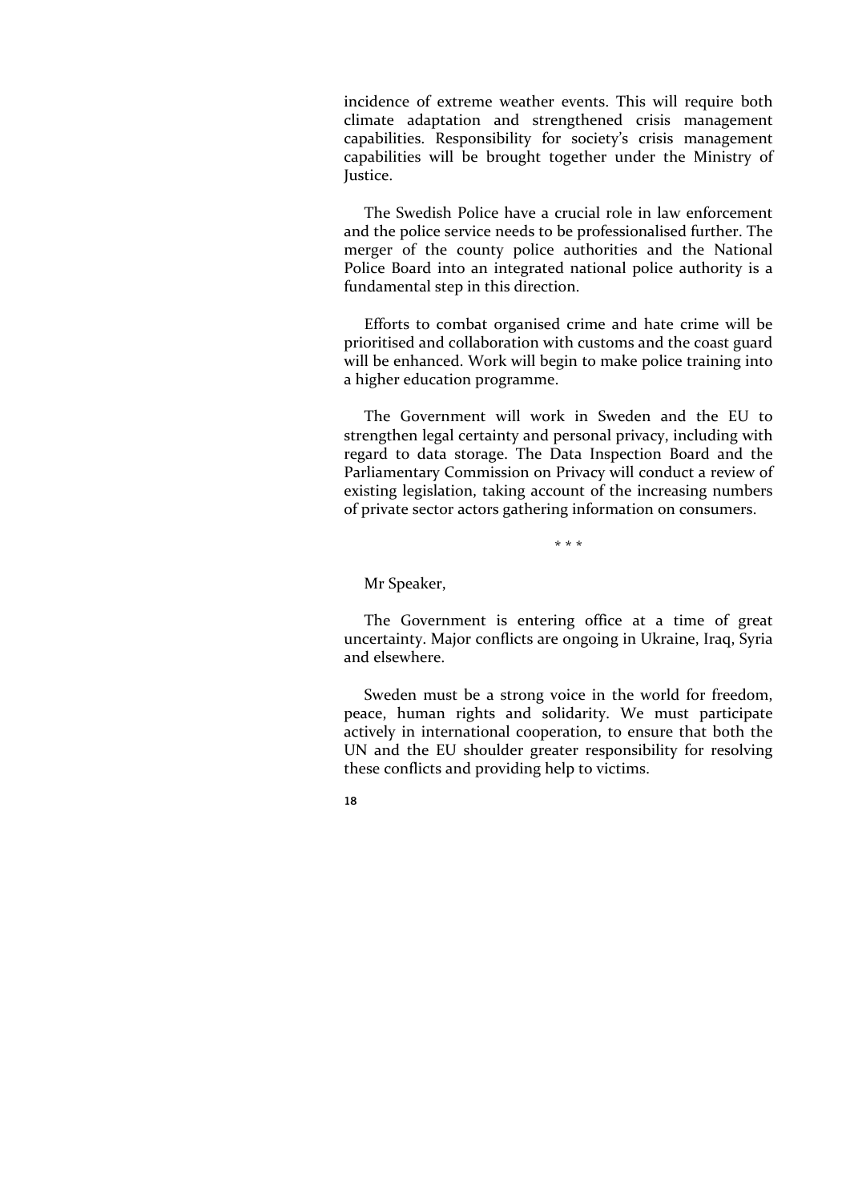incidence of extreme weather events. This will require both climate adaptation and strengthened crisis management capabilities. Responsibility for society's crisis management capabilities will be brought together under the Ministry of Justice.

The Swedish Police have a crucial role in law enforcement and the police service needs to be professionalised further. The merger of the county police authorities and the National Police Board into an integrated national police authority is a fundamental step in this direction.

Efforts to combat organised crime and hate crime will be prioritised and collaboration with customs and the coast guard will be enhanced. Work will begin to make police training into a higher education programme.

The Government will work in Sweden and the EU to strengthen legal certainty and personal privacy, including with regard to data storage. The Data Inspection Board and the Parliamentary Commission on Privacy will conduct a review of existing legislation, taking account of the increasing numbers of private sector actors gathering information on consumers.

\* \* \*

Mr Speaker,

The Government is entering office at a time of great uncertainty. Major conflicts are ongoing in Ukraine, Iraq, Syria and elsewhere.

Sweden must be a strong voice in the world for freedom, peace, human rights and solidarity. We must participate actively in international cooperation, to ensure that both the UN and the EU shoulder greater responsibility for resolving these conflicts and providing help to victims.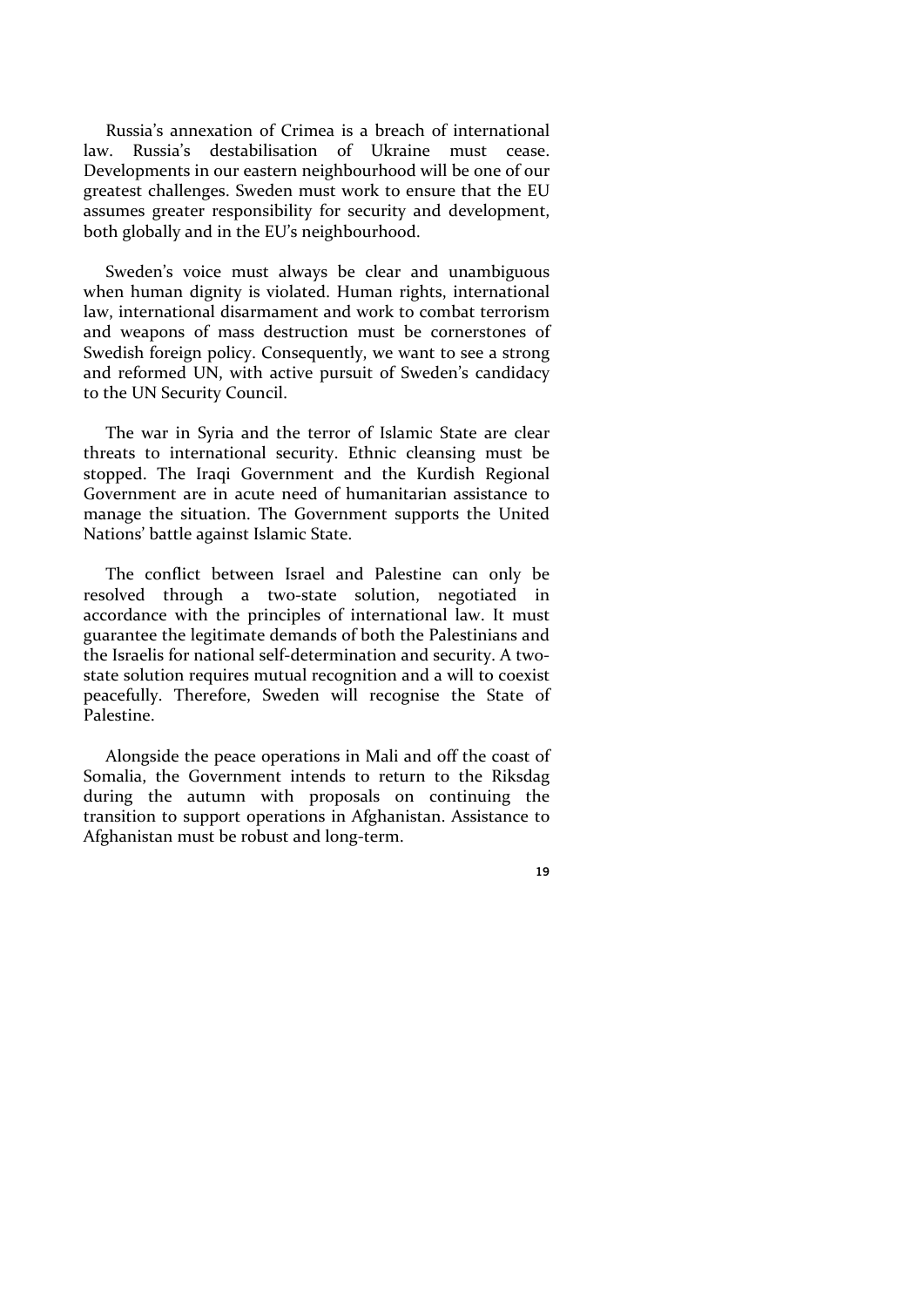Russia's annexation of Crimea is a breach of international law. Russia's destabilisation of Ukraine must cease. Developments in our eastern neighbourhood will be one of our greatest challenges. Sweden must work to ensure that the EU assumes greater responsibility for security and development, both globally and in the EU's neighbourhood.

Sweden's voice must always be clear and unambiguous when human dignity is violated. Human rights, international law, international disarmament and work to combat terrorism and weapons of mass destruction must be cornerstones of Swedish foreign policy. Consequently, we want to see a strong and reformed UN, with active pursuit of Sweden's candidacy to the UN Security Council.

The war in Syria and the terror of Islamic State are clear threats to international security. Ethnic cleansing must be stopped. The Iraqi Government and the Kurdish Regional Government are in acute need of humanitarian assistance to manage the situation. The Government supports the United Nations' battle against Islamic State.

The conflict between Israel and Palestine can only be resolved through a two-state solution, negotiated in accordance with the principles of international law. It must guarantee the legitimate demands of both the Palestinians and the Israelis for national self-determination and security. A two-state solution requires mutual recognition and a will to coexist peacefully. Therefore, Sweden will recognise the State of Palestine.

Alongside the peace operations in Mali and off the coast of Somalia, the Government intends to return to the Riksdag during the autumn with proposals on continuing the transition to support operations in Afghanistan. Assistance to Afghanistan must be robust and long-term.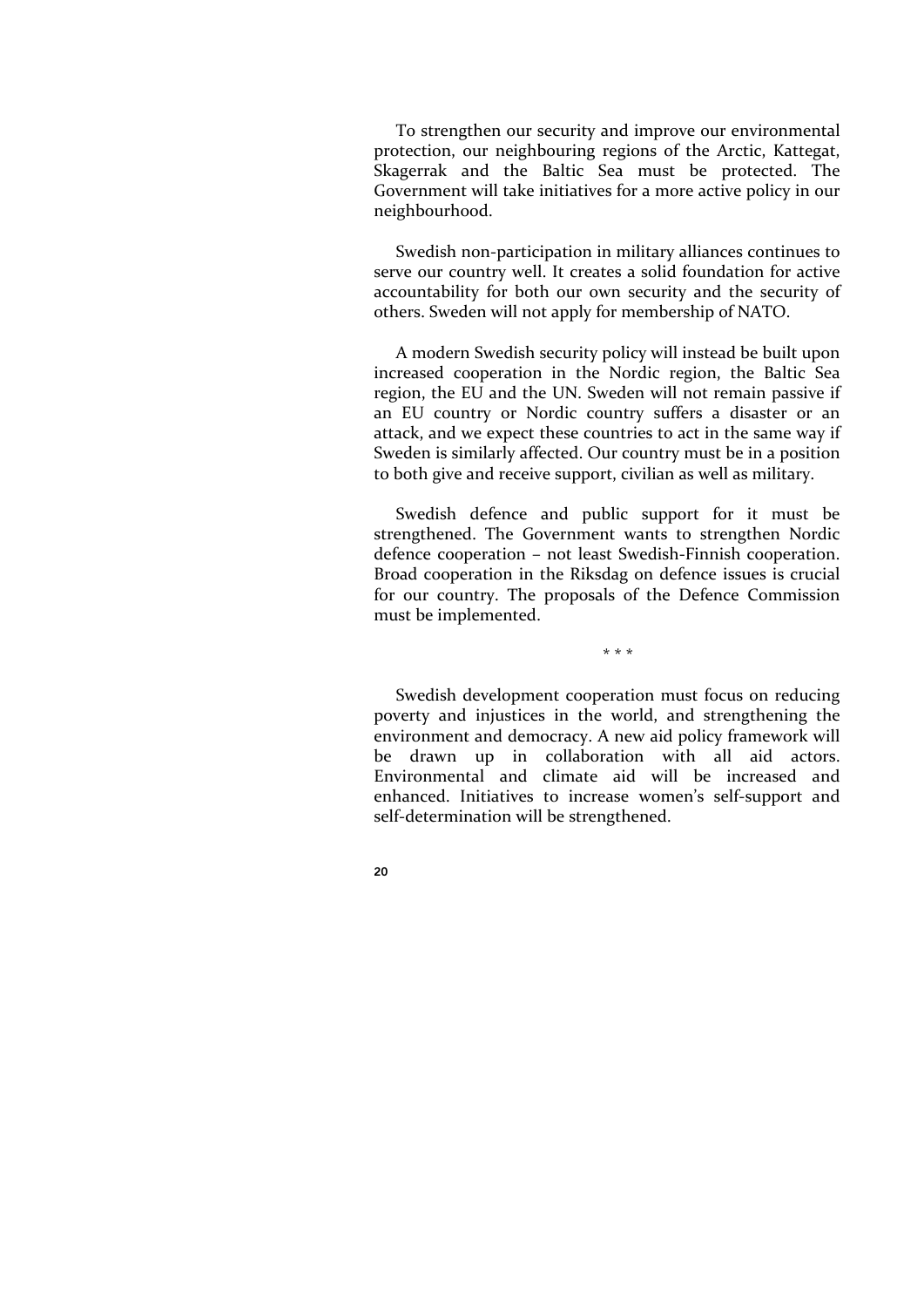To strengthen our security and improve our environmental protection, our neighbouring regions of the Arctic, Kattegat, Skagerrak and the Baltic Sea must be protected. The Government will take initiatives for a more active policy in our neighbourhood.

Swedish non-participation in military alliances continues to serve our country well. It creates a solid foundation for active accountability for both our own security and the security of others. Sweden will not apply for membership of NATO.

A modern Swedish security policy will instead be built upon increased cooperation in the Nordic region, the Baltic Sea region, the EU and the UN. Sweden will not remain passive if an EU country or Nordic country suffers a disaster or an attack, and we expect these countries to act in the same way if Sweden is similarly affected. Our country must be in a position to both give and receive support, civilian as well as military.

Swedish defence and public support for it must be strengthened. The Government wants to strengthen Nordic defence cooperation – not least Swedish-Finnish cooperation. Broad cooperation in the Riksdag on defence issues is crucial for our country. The proposals of the Defence Commission must be implemented.

\* \* \*

Swedish development cooperation must focus on reducing poverty and injustices in the world, and strengthening the environment and democracy. A new aid policy framework will be drawn up in collaboration with all aid actors. Environmental and climate aid will be increased and enhanced. Initiatives to increase women's self-support and self-determination will be strengthened.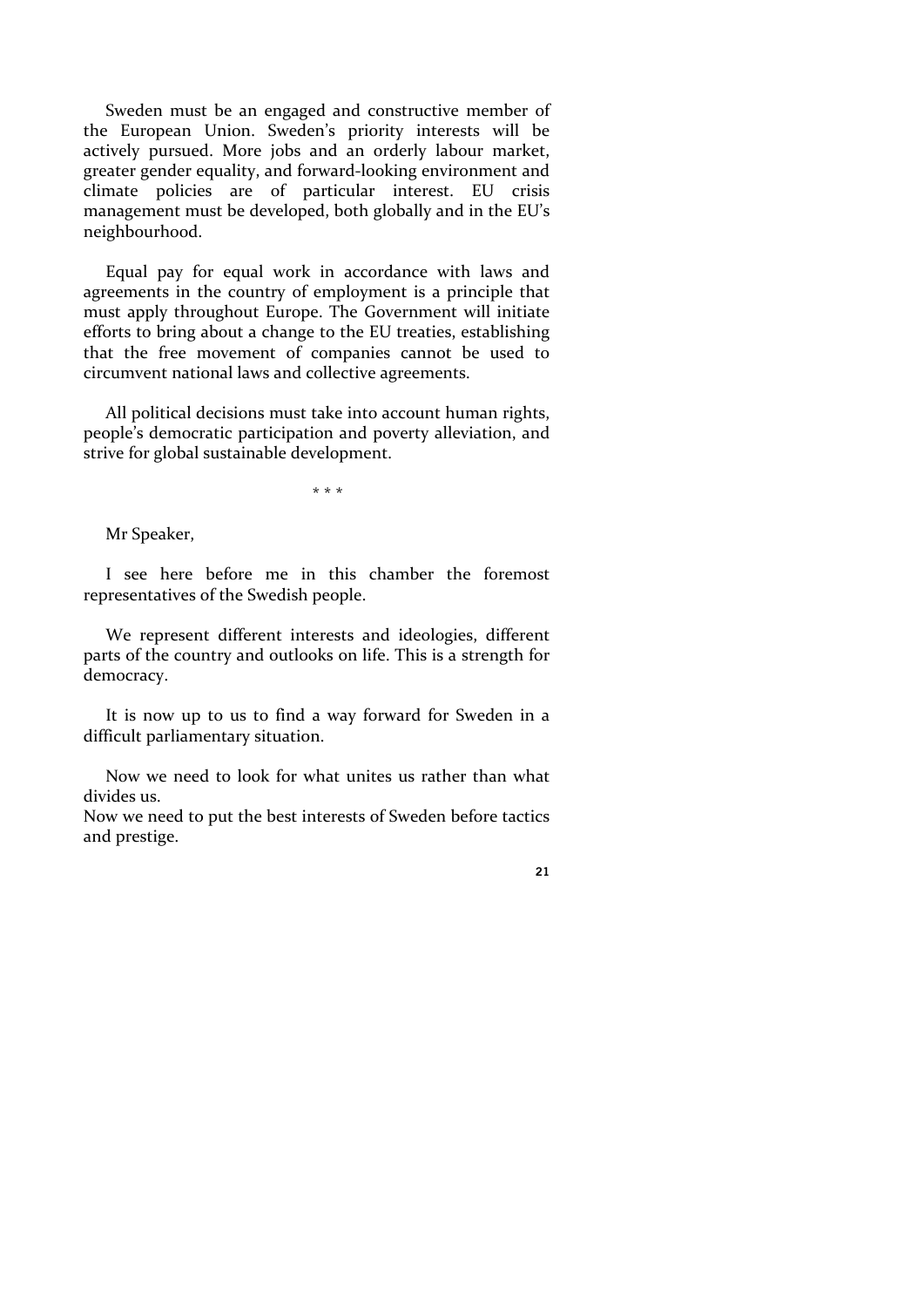Sweden must be an engaged and constructive member of the European Union. Sweden's priority interests will be actively pursued. More jobs and an orderly labour market, greater gender equality, and forward-looking environment and climate policies are of particular interest. EU crisis management must be developed, both globally and in the EU's neighbourhood.

Equal pay for equal work in accordance with laws and agreements in the country of employment is a principle that must apply throughout Europe. The Government will initiate efforts to bring about a change to the EU treaties, establishing that the free movement of companies cannot be used to circumvent national laws and collective agreements.

All political decisions must take into account human rights, people's democratic participation and poverty alleviation, and strive for global sustainable development.

\* \* \*

Mr Speaker,

I see here before me in this chamber the foremost representatives of the Swedish people.

We represent different interests and ideologies, different parts of the country and outlooks on life. This is a strength for democracy.

It is now up to us to find a way forward for Sweden in a difficult parliamentary situation.

Now we need to look for what unites us rather than what divides us.
Now we need to put the best interests of Sweden before tactics and prestige.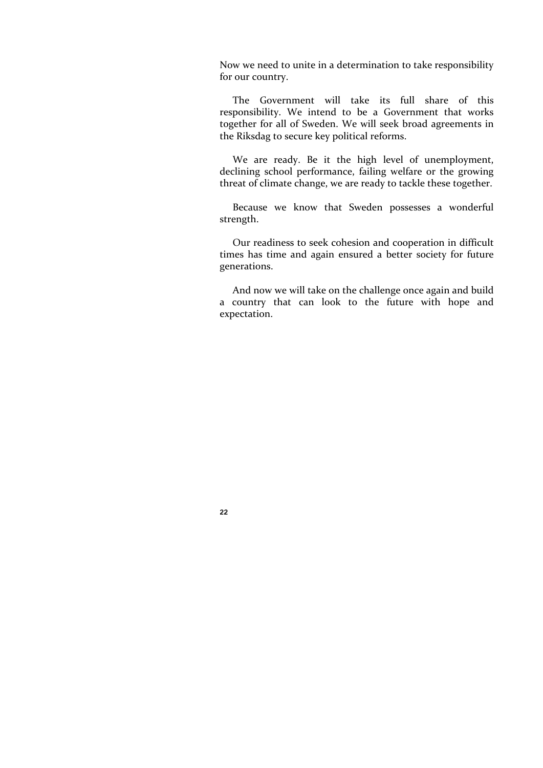Now we need to unite in a determination to take responsibility for our country.

The Government will take its full share of this responsibility. We intend to be a Government that works together for all of Sweden. We will seek broad agreements in the Riksdag to secure key political reforms.

We are ready. Be it the high level of unemployment, declining school performance, failing welfare or the growing threat of climate change, we are ready to tackle these together.

Because we know that Sweden possesses a wonderful strength.

Our readiness to seek cohesion and cooperation in difficult times has time and again ensured a better society for future generations.

And now we will take on the challenge once again and build a country that can look to the future with hope and expectation.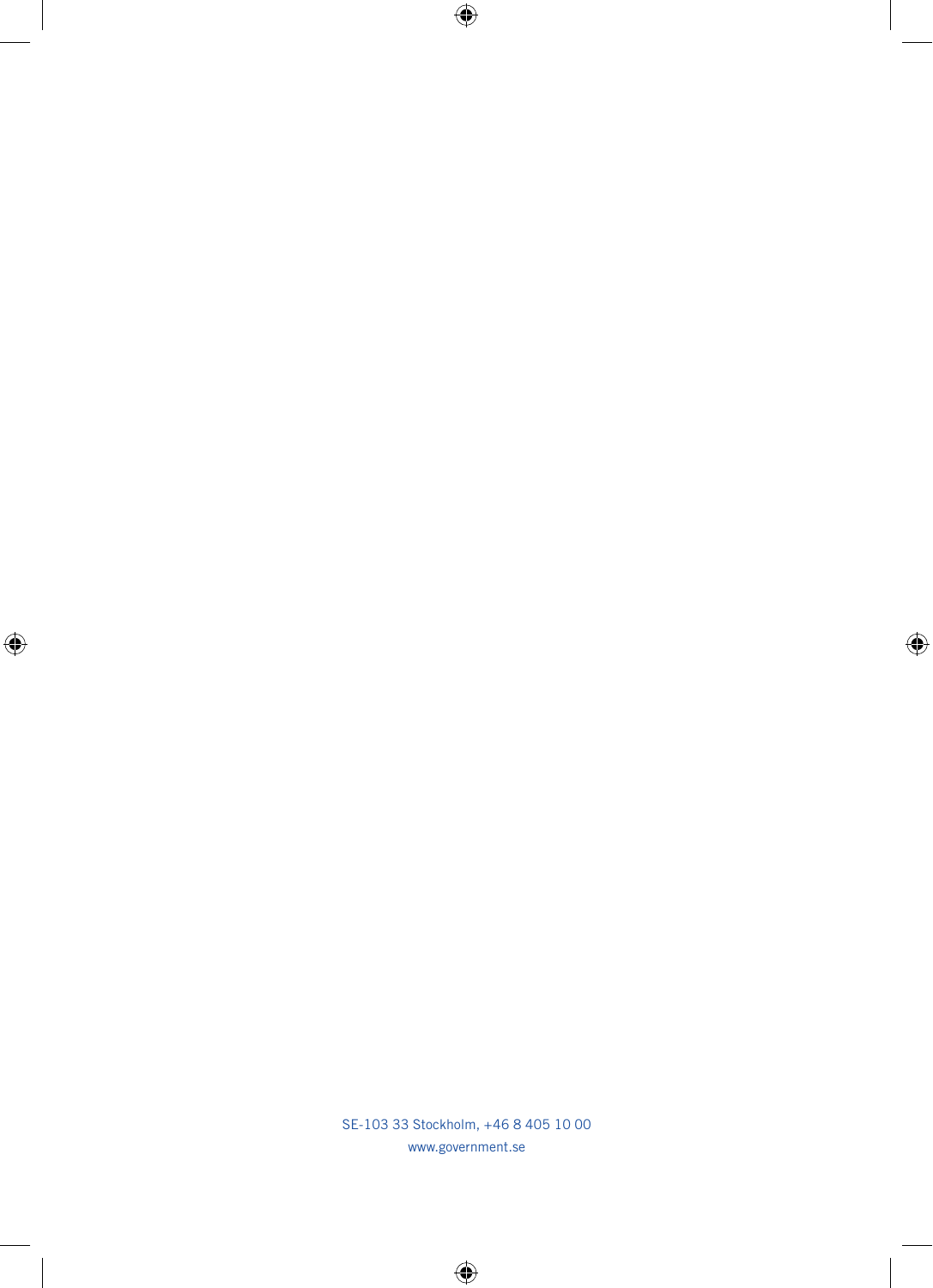SE-103 33 Stockholm, +46 8 405 10 00

www.government.se